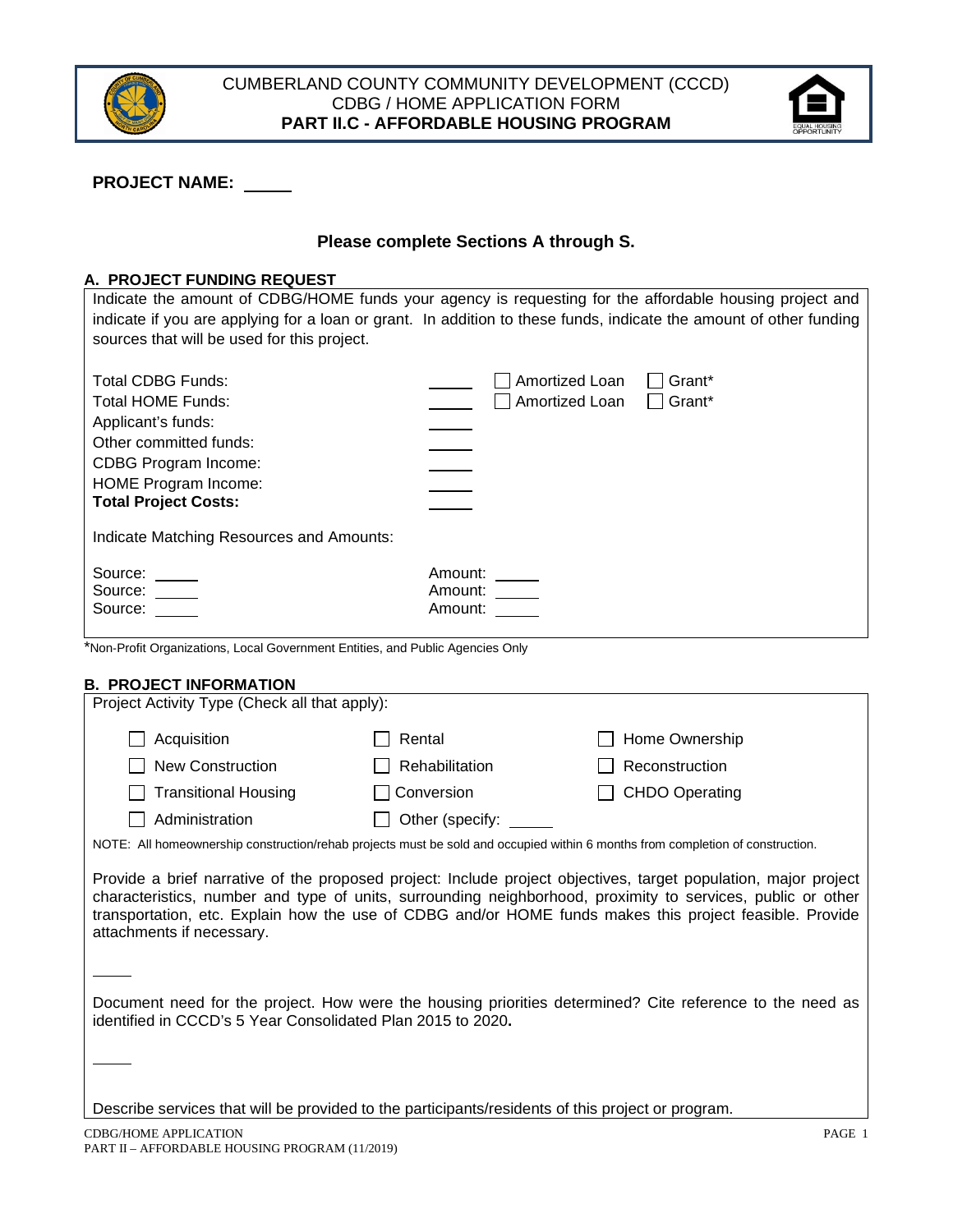# CUMBERLAND COUNTY COMMUNITY DEVELOPMENT (CCCD)
## CDBG / HOME APPLICATION FORM
## PART II.C - AFFORDABLE HOUSING PROGRAM

**PROJECT NAME:** _____

**Please complete Sections A through S.**

### A. PROJECT FUNDING REQUEST

Indicate the amount of CDBG/HOME funds your agency is requesting for the affordable housing project and indicate if you are applying for a loan or grant. In addition to these funds, indicate the amount of other funding sources that will be used for this project.

| | | | |
|---|---|---|---|
| Total CDBG Funds: | _____ | ☐ Amortized Loan | ☐ Grant* |
| Total HOME Funds: | _____ | ☐ Amortized Loan | ☐ Grant* |
| Applicant's funds: | _____ | | |
| Other committed funds: | _____ | | |
| CDBG Program Income: | _____ | | |
| HOME Program Income: | _____ | | |
| **Total Project Costs:** | _____ | | |

Indicate Matching Resources and Amounts:

| | |
|---|---|
| Source: _____ | Amount: _____ |
| Source: _____ | Amount: _____ |
| Source: _____ | Amount: _____ |

*Non-Profit Organizations, Local Government Entities, and Public Agencies Only

### B. PROJECT INFORMATION

Project Activity Type (Check all that apply):

| | | |
|---|---|---|
| ☐ Acquisition | ☐ Rental | ☐ Home Ownership |
| ☐ New Construction | ☐ Rehabilitation | ☐ Reconstruction |
| ☐ Transitional Housing | ☐ Conversion | ☐ CHDO Operating |
| ☐ Administration | ☐ Other (specify: _____ | |

NOTE: All homeownership construction/rehab projects must be sold and occupied within 6 months from completion of construction.

Provide a brief narrative of the proposed project: Include project objectives, target population, major project characteristics, number and type of units, surrounding neighborhood, proximity to services, public or other transportation, etc. Explain how the use of CDBG and/or HOME funds makes this project feasible. Provide attachments if necessary.

_____

Document need for the project. How were the housing priorities determined? Cite reference to the need as identified in CCCD's 5 Year Consolidated Plan 2015 to 2020**.**

_____

Describe services that will be provided to the participants/residents of this project or program.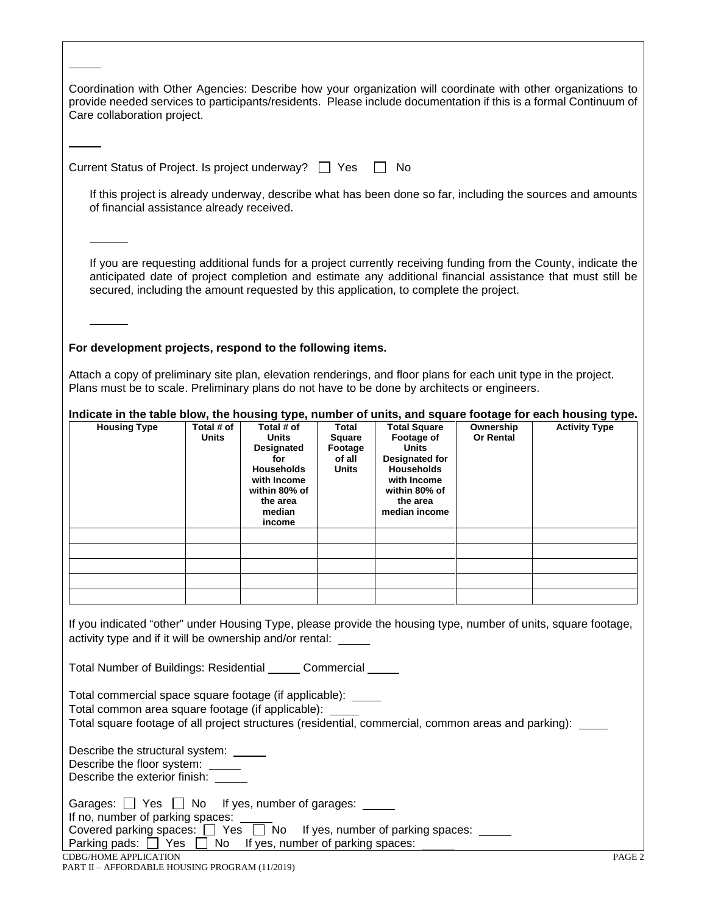Coordination with Other Agencies: Describe how your organization will coordinate with other organizations to provide needed services to participants/residents. Please include documentation if this is a formal Continuum of Care collaboration project.

Current Status of Project. Is project underway? ☐ Yes ☐ No

If this project is already underway, describe what has been done so far, including the sources and amounts of financial assistance already received.

If you are requesting additional funds for a project currently receiving funding from the County, indicate the anticipated date of project completion and estimate any additional financial assistance that must still be secured, including the amount requested by this application, to complete the project.

**For development projects, respond to the following items.**

Attach a copy of preliminary site plan, elevation renderings, and floor plans for each unit type in the project. Plans must be to scale. Preliminary plans do not have to be done by architects or engineers.

**Indicate in the table blow, the housing type, number of units, and square footage for each housing type.**

| Housing Type | Total # of Units | Total # of Units Designated for Households with Income within 80% of the area median income | Total Square Footage of all Units | Total Square Footage of Units Designated for Households with Income within 80% of the area median income | Ownership Or Rental | Activity Type |
|---|---|---|---|---|---|---|
| | | | | | | |
| | | | | | | |
| | | | | | | |
| | | | | | | |
| | | | | | | |

If you indicated "other" under Housing Type, please provide the housing type, number of units, square footage, activity type and if it will be ownership and/or rental: ______

Total Number of Buildings: Residential ______ Commercial ______

Total commercial space square footage (if applicable): ______
Total common area square footage (if applicable): ______
Total square footage of all project structures (residential, commercial, common areas and parking): ______

Describe the structural system: ______
Describe the floor system: ______
Describe the exterior finish: ______

Garages: ☐ Yes ☐ No If yes, number of garages: ______
If no, number of parking spaces: ______
Covered parking spaces: ☐ Yes ☐ No If yes, number of parking spaces: ______
Parking pads: ☐ Yes ☐ No If yes, number of parking spaces: ______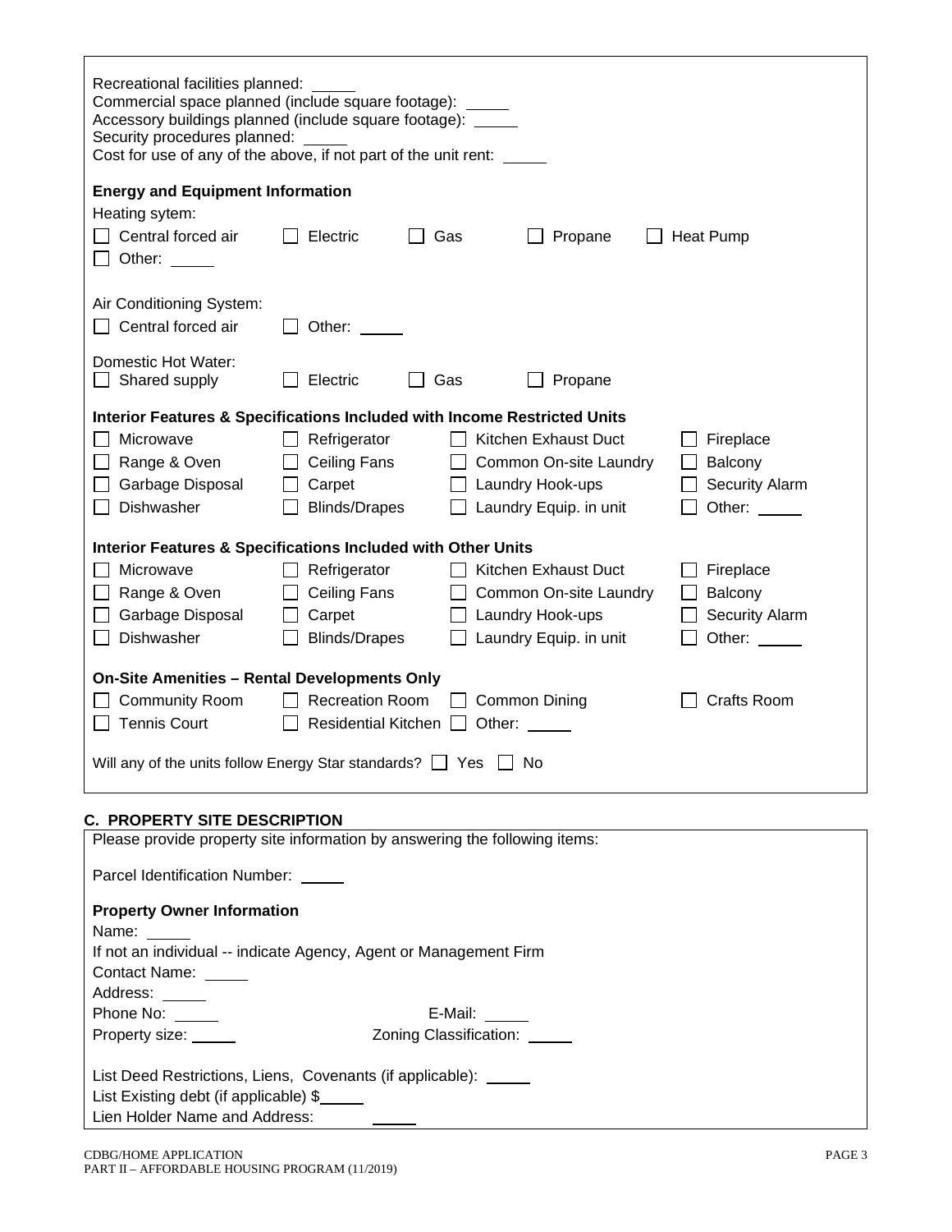Recreational facilities planned: _____
Commercial space planned (include square footage): _____
Accessory buildings planned (include square footage): _____
Security procedures planned: _____
Cost for use of any of the above, if not part of the unit rent: _____

**Energy and Equipment Information**

Heating sytem:

☐ Central forced air ☐ Electric ☐ Gas ☐ Propane ☐ Heat Pump
☐ Other: _____

Air Conditioning System:

☐ Central forced air ☐ Other: _____

Domestic Hot Water:

☐ Shared supply ☐ Electric ☐ Gas ☐ Propane

**Interior Features & Specifications Included with Income Restricted Units**

| | | | |
|---|---|---|---|
| ☐ Microwave | ☐ Refrigerator | ☐ Kitchen Exhaust Duct | ☐ Fireplace |
| ☐ Range & Oven | ☐ Ceiling Fans | ☐ Common On-site Laundry | ☐ Balcony |
| ☐ Garbage Disposal | ☐ Carpet | ☐ Laundry Hook-ups | ☐ Security Alarm |
| ☐ Dishwasher | ☐ Blinds/Drapes | ☐ Laundry Equip. in unit | ☐ Other: _____ |

**Interior Features & Specifications Included with Other Units**

| | | | |
|---|---|---|---|
| ☐ Microwave | ☐ Refrigerator | ☐ Kitchen Exhaust Duct | ☐ Fireplace |
| ☐ Range & Oven | ☐ Ceiling Fans | ☐ Common On-site Laundry | ☐ Balcony |
| ☐ Garbage Disposal | ☐ Carpet | ☐ Laundry Hook-ups | ☐ Security Alarm |
| ☐ Dishwasher | ☐ Blinds/Drapes | ☐ Laundry Equip. in unit | ☐ Other: _____ |

**On-Site Amenities – Rental Developments Only**

| | | | |
|---|---|---|---|
| ☐ Community Room | ☐ Recreation Room | ☐ Common Dining | ☐ Crafts Room |
| ☐ Tennis Court | ☐ Residential Kitchen | ☐ Other: _____ | |

Will any of the units follow Energy Star standards? ☐ Yes ☐ No

## C. PROPERTY SITE DESCRIPTION

Please provide property site information by answering the following items:

Parcel Identification Number: _____

**Property Owner Information**

Name: _____
If not an individual -- indicate Agency, Agent or Management Firm
Contact Name: _____
Address: _____
Phone No: _____ E-Mail: _____
Property size: _____ Zoning Classification: _____

List Deed Restrictions, Liens, Covenants (if applicable): _____
List Existing debt (if applicable) $_____
Lien Holder Name and Address: _____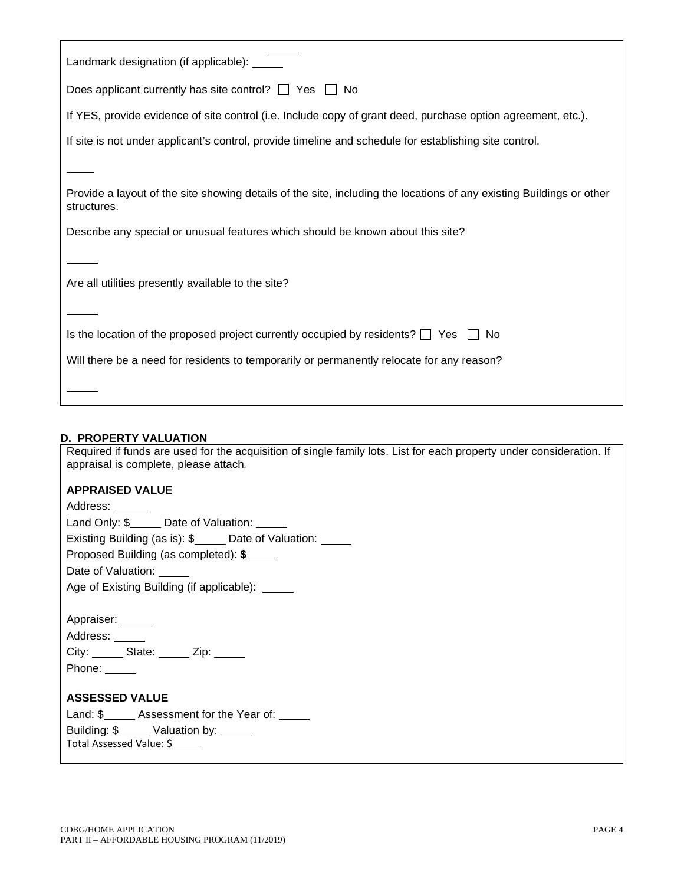Landmark designation (if applicable): _____

Does applicant currently has site control? ☐ Yes ☐ No

If YES, provide evidence of site control (i.e. Include copy of grant deed, purchase option agreement, etc.).

If site is not under applicant's control, provide timeline and schedule for establishing site control.

_____

Provide a layout of the site showing details of the site, including the locations of any existing Buildings or other structures.

Describe any special or unusual features which should be known about this site?

_____

Are all utilities presently available to the site?

_____

Is the location of the proposed project currently occupied by residents? ☐ Yes ☐ No

Will there be a need for residents to temporarily or permanently relocate for any reason?

_____

## D. PROPERTY VALUATION

Required if funds are used for the acquisition of single family lots. List for each property under consideration. If appraisal is complete, please attach.

**APPRAISED VALUE**

Address: _____

Land Only: $_____ Date of Valuation: _____

Existing Building (as is): $_____ Date of Valuation: _____

Proposed Building (as completed): **$**_____

Date of Valuation: _____

Age of Existing Building (if applicable): _____

Appraiser: _____

Address: _____

City: _____ State: _____ Zip: _____

Phone: _____

**ASSESSED VALUE**

Land: $_____ Assessment for the Year of: _____

Building: $_____ Valuation by: _____

Total Assessed Value: $_____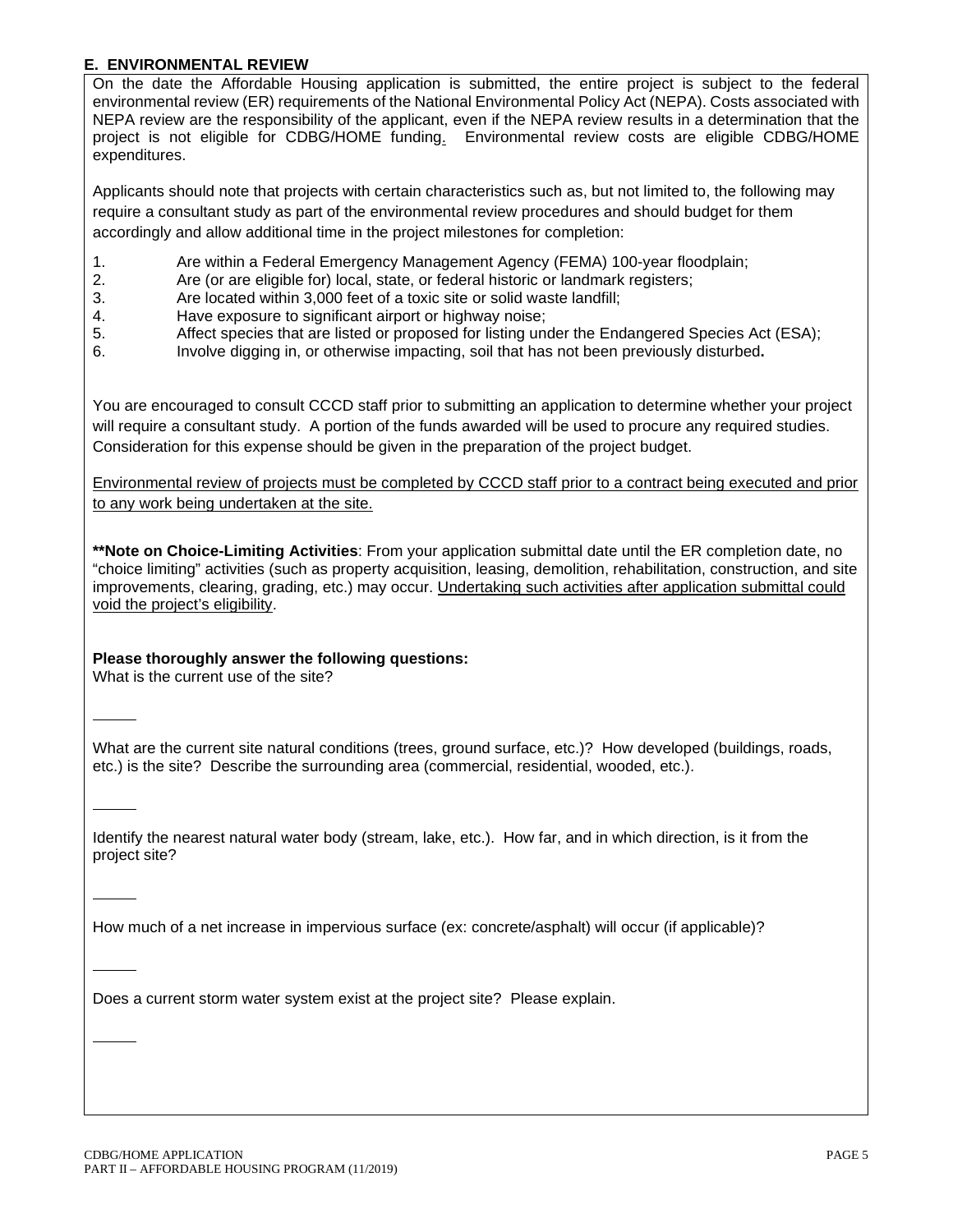## E. ENVIRONMENTAL REVIEW

On the date the Affordable Housing application is submitted, the entire project is subject to the federal environmental review (ER) requirements of the National Environmental Policy Act (NEPA). Costs associated with NEPA review are the responsibility of the applicant, even if the NEPA review results in a determination that the project is not eligible for CDBG/HOME funding. Environmental review costs are eligible CDBG/HOME expenditures.

Applicants should note that projects with certain characteristics such as, but not limited to, the following may require a consultant study as part of the environmental review procedures and should budget for them accordingly and allow additional time in the project milestones for completion:

1. Are within a Federal Emergency Management Agency (FEMA) 100-year floodplain;
2. Are (or are eligible for) local, state, or federal historic or landmark registers;
3. Are located within 3,000 feet of a toxic site or solid waste landfill;
4. Have exposure to significant airport or highway noise;
5. Affect species that are listed or proposed for listing under the Endangered Species Act (ESA);
6. Involve digging in, or otherwise impacting, soil that has not been previously disturbed**.**

You are encouraged to consult CCCD staff prior to submitting an application to determine whether your project will require a consultant study. A portion of the funds awarded will be used to procure any required studies. Consideration for this expense should be given in the preparation of the project budget.

Environmental review of projects must be completed by CCCD staff prior to a contract being executed and prior to any work being undertaken at the site.

****Note on Choice-Limiting Activities**: From your application submittal date until the ER completion date, no "choice limiting" activities (such as property acquisition, leasing, demolition, rehabilitation, construction, and site improvements, clearing, grading, etc.) may occur. Undertaking such activities after application submittal could void the project's eligibility.

**Please thoroughly answer the following questions:**

What is the current use of the site?

_____

What are the current site natural conditions (trees, ground surface, etc.)? How developed (buildings, roads, etc.) is the site? Describe the surrounding area (commercial, residential, wooded, etc.).

_____

Identify the nearest natural water body (stream, lake, etc.). How far, and in which direction, is it from the project site?

_____

How much of a net increase in impervious surface (ex: concrete/asphalt) will occur (if applicable)?

_____

Does a current storm water system exist at the project site? Please explain.

_____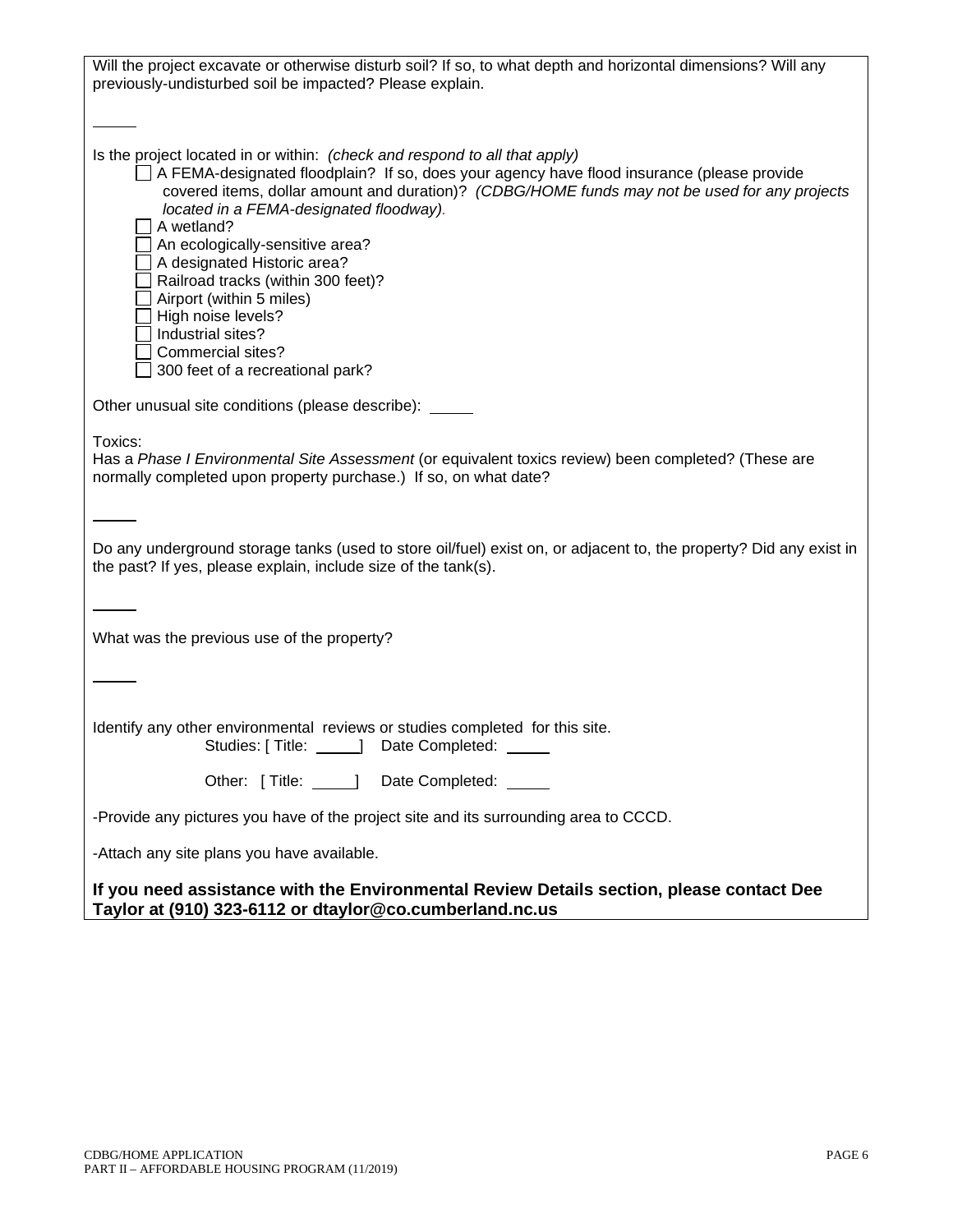Will the project excavate or otherwise disturb soil? If so, to what depth and horizontal dimensions? Will any previously-undisturbed soil be impacted? Please explain.

_____

Is the project located in or within: *(check and respond to all that apply)*

- ☐ A FEMA-designated floodplain? If so, does your agency have flood insurance (please provide covered items, dollar amount and duration)? *(CDBG/HOME funds may not be used for any projects located in a FEMA-designated floodway).*
- ☐ A wetland?
- ☐ An ecologically-sensitive area?
- ☐ A designated Historic area?
- ☐ Railroad tracks (within 300 feet)?
- ☐ Airport (within 5 miles)
- ☐ High noise levels?
- ☐ Industrial sites?
- ☐ Commercial sites?
- ☐ 300 feet of a recreational park?

Other unusual site conditions (please describe): _____

Toxics:
Has a *Phase I Environmental Site Assessment* (or equivalent toxics review) been completed? (These are normally completed upon property purchase.) If so, on what date?

_____

Do any underground storage tanks (used to store oil/fuel) exist on, or adjacent to, the property? Did any exist in the past? If yes, please explain, include size of the tank(s).

_____

What was the previous use of the property?

_____

Identify any other environmental reviews or studies completed for this site.

Studies: [ Title: _____] Date Completed: _____

Other: [ Title: _____] Date Completed: _____

-Provide any pictures you have of the project site and its surrounding area to CCCD.

-Attach any site plans you have available.

**If you need assistance with the Environmental Review Details section, please contact Dee Taylor at (910) 323-6112 or dtaylor@co.cumberland.nc.us**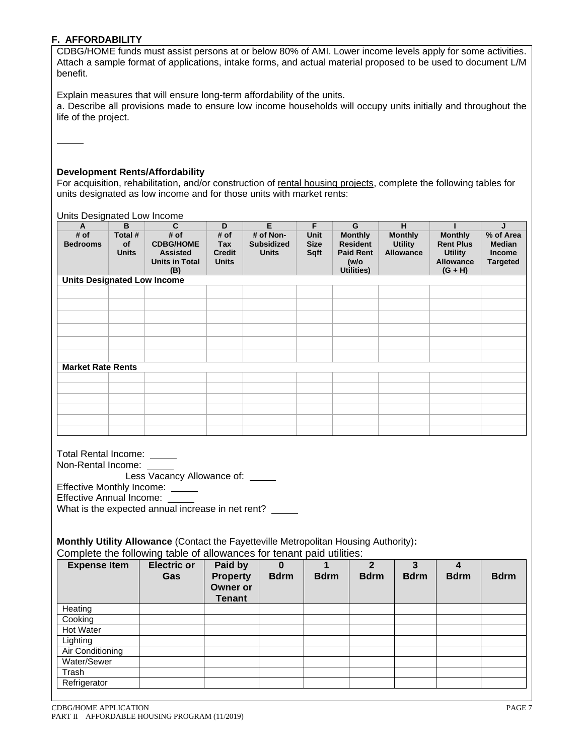## F. AFFORDABILITY

CDBG/HOME funds must assist persons at or below 80% of AMI. Lower income levels apply for some activities. Attach a sample format of applications, intake forms, and actual material proposed to be used to document L/M benefit.

Explain measures that will ensure long-term affordability of the units.

a. Describe all provisions made to ensure low income households will occupy units initially and throughout the life of the project.

\_\_\_\_\_

**Development Rents/Affordability**

For acquisition, rehabilitation, and/or construction of rental housing projects, complete the following tables for units designated as low income and for those units with market rents:

Units Designated Low Income

| A | B | C | D | E | F | G | H | I | J |
|---|---|---|---|---|---|---|---|---|---|
| # of Bedrooms | Total # of Units | # of CDBG/HOME Assisted Units in Total (B) | # of Tax Credit Units | # of Non-Subsidized Units | Unit Size Sqft | Monthly Resident Paid Rent (w/o Utilities) | Monthly Utility Allowance | Monthly Rent Plus Utility Allowance (G + H) | % of Area Median Income Targeted |
| **Units Designated Low Income** | | | | | | | | | |
| | | | | | | | | | |
| | | | | | | | | | |
| | | | | | | | | | |
| | | | | | | | | | |
| | | | | | | | | | |
| | | | | | | | | | |
| **Market Rate Rents** | | | | | | | | | |
| | | | | | | | | | |
| | | | | | | | | | |
| | | | | | | | | | |
| | | | | | | | | | |
| | | | | | | | | | |
| | | | | | | | | | |

Total Rental Income: \_\_\_\_\_

Non-Rental Income: \_\_\_\_\_

Less Vacancy Allowance of: \_\_\_\_\_

Effective Monthly Income: \_\_\_\_\_

Effective Annual Income: \_\_\_\_\_

What is the expected annual increase in net rent? \_\_\_\_\_

**Monthly Utility Allowance** (Contact the Fayetteville Metropolitan Housing Authority)**:**

Complete the following table of allowances for tenant paid utilities:

| Expense Item | Electric or Gas | Paid by Property Owner or Tenant | 0 Bdrm | 1 Bdrm | 2 Bdrm | 3 Bdrm | 4 Bdrm | Bdrm |
|---|---|---|---|---|---|---|---|---|
| Heating | | | | | | | | |
| Cooking | | | | | | | | |
| Hot Water | | | | | | | | |
| Lighting | | | | | | | | |
| Air Conditioning | | | | | | | | |
| Water/Sewer | | | | | | | | |
| Trash | | | | | | | | |
| Refrigerator | | | | | | | | |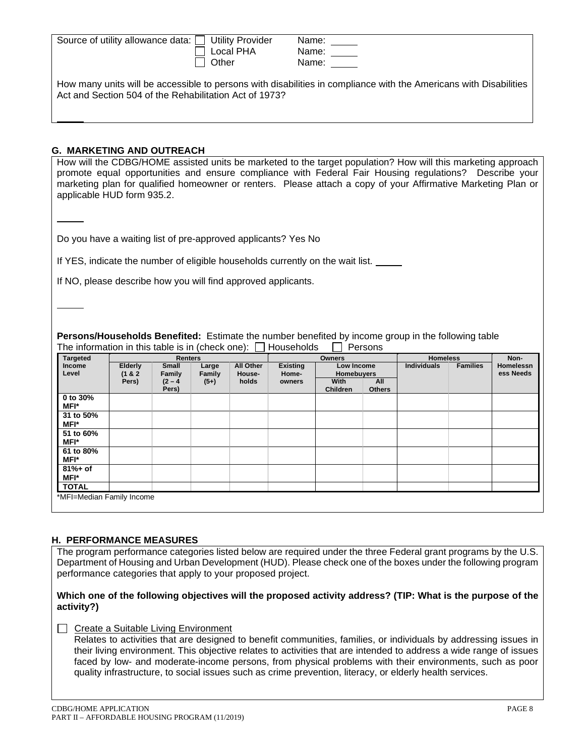Source of utility allowance data: ☐ Utility Provider Name: _____
☐ Local PHA Name: _____
☐ Other Name: _____

How many units will be accessible to persons with disabilities in compliance with the Americans with Disabilities Act and Section 504 of the Rehabilitation Act of 1973?

_____

## G. MARKETING AND OUTREACH

How will the CDBG/HOME assisted units be marketed to the target population? How will this marketing approach promote equal opportunities and ensure compliance with Federal Fair Housing regulations? Describe your marketing plan for qualified homeowner or renters. Please attach a copy of your Affirmative Marketing Plan or applicable HUD form 935.2.

_____

Do you have a waiting list of pre-approved applicants? Yes No

If YES, indicate the number of eligible households currently on the wait list. _____

If NO, please describe how you will find approved applicants.

_____

**Persons/Households Benefited:** Estimate the number benefited by income group in the following table
The information in this table is in (check one): ☐ Households ☐ Persons

| Targeted Income Level | Renters | | | | Owners | | | Homeless | | Non-Homelessness Needs |
|---|---|---|---|---|---|---|---|---|---|---|
| | Elderly (1 & 2 Pers) | Small Family (2 – 4 Pers) | Large Family (5+) | All Other House-holds | Existing Home-owners | Low Income Homebuyers | | Individuals | Families | |
| | | | | | | With Children | All Others | | | |
| 0 to 30% MFI* | | | | | | | | | | |
| 31 to 50% MFI* | | | | | | | | | | |
| 51 to 60% MFI* | | | | | | | | | | |
| 61 to 80% MFI* | | | | | | | | | | |
| 81%+ of MFI* | | | | | | | | | | |
| TOTAL | | | | | | | | | | |

*MFI=Median Family Income

## H. PERFORMANCE MEASURES

The program performance categories listed below are required under the three Federal grant programs by the U.S. Department of Housing and Urban Development (HUD). Please check one of the boxes under the following program performance categories that apply to your proposed project.

**Which one of the following objectives will the proposed activity address? (TIP: What is the purpose of the activity?)**

☐ Create a Suitable Living Environment
Relates to activities that are designed to benefit communities, families, or individuals by addressing issues in their living environment. This objective relates to activities that are intended to address a wide range of issues faced by low- and moderate-income persons, from physical problems with their environments, such as poor quality infrastructure, to social issues such as crime prevention, literacy, or elderly health services.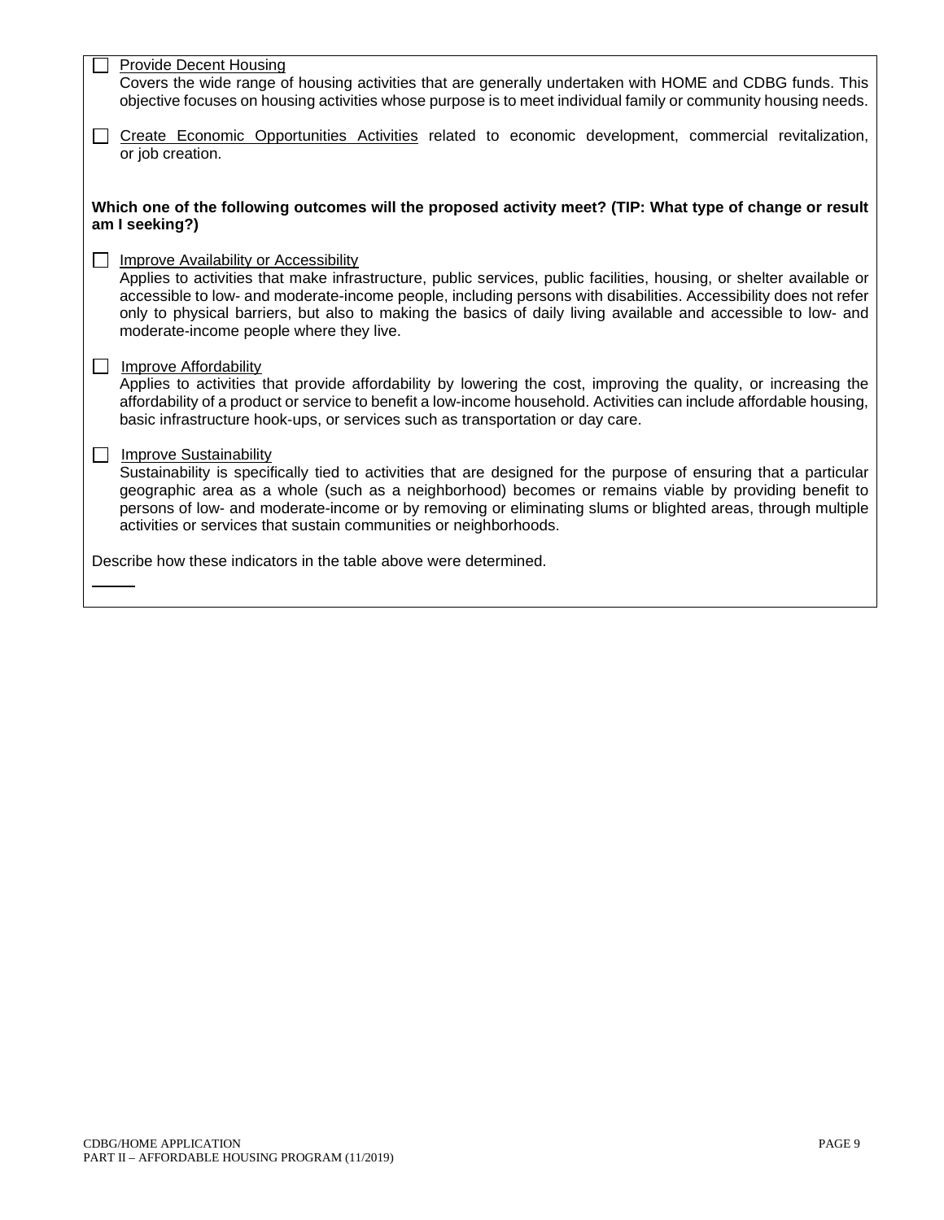- ☐ <u>Provide Decent Housing</u>
  Covers the wide range of housing activities that are generally undertaken with HOME and CDBG funds. This objective focuses on housing activities whose purpose is to meet individual family or community housing needs.

- ☐ <u>Create Economic Opportunities Activities</u> related to economic development, commercial revitalization, or job creation.

**Which one of the following outcomes will the proposed activity meet? (TIP: What type of change or result am I seeking?)**

- ☐ <u>Improve Availability or Accessibility</u>
  Applies to activities that make infrastructure, public services, public facilities, housing, or shelter available or accessible to low- and moderate-income people, including persons with disabilities. Accessibility does not refer only to physical barriers, but also to making the basics of daily living available and accessible to low- and moderate-income people where they live.

- ☐ <u>Improve Affordability</u>
  Applies to activities that provide affordability by lowering the cost, improving the quality, or increasing the affordability of a product or service to benefit a low-income household. Activities can include affordable housing, basic infrastructure hook-ups, or services such as transportation or day care.

- ☐ <u>Improve Sustainability</u>
  Sustainability is specifically tied to activities that are designed for the purpose of ensuring that a particular geographic area as a whole (such as a neighborhood) becomes or remains viable by providing benefit to persons of low- and moderate-income or by removing or eliminating slums or blighted areas, through multiple activities or services that sustain communities or neighborhoods.

Describe how these indicators in the table above were determined.

\_\_\_\_\_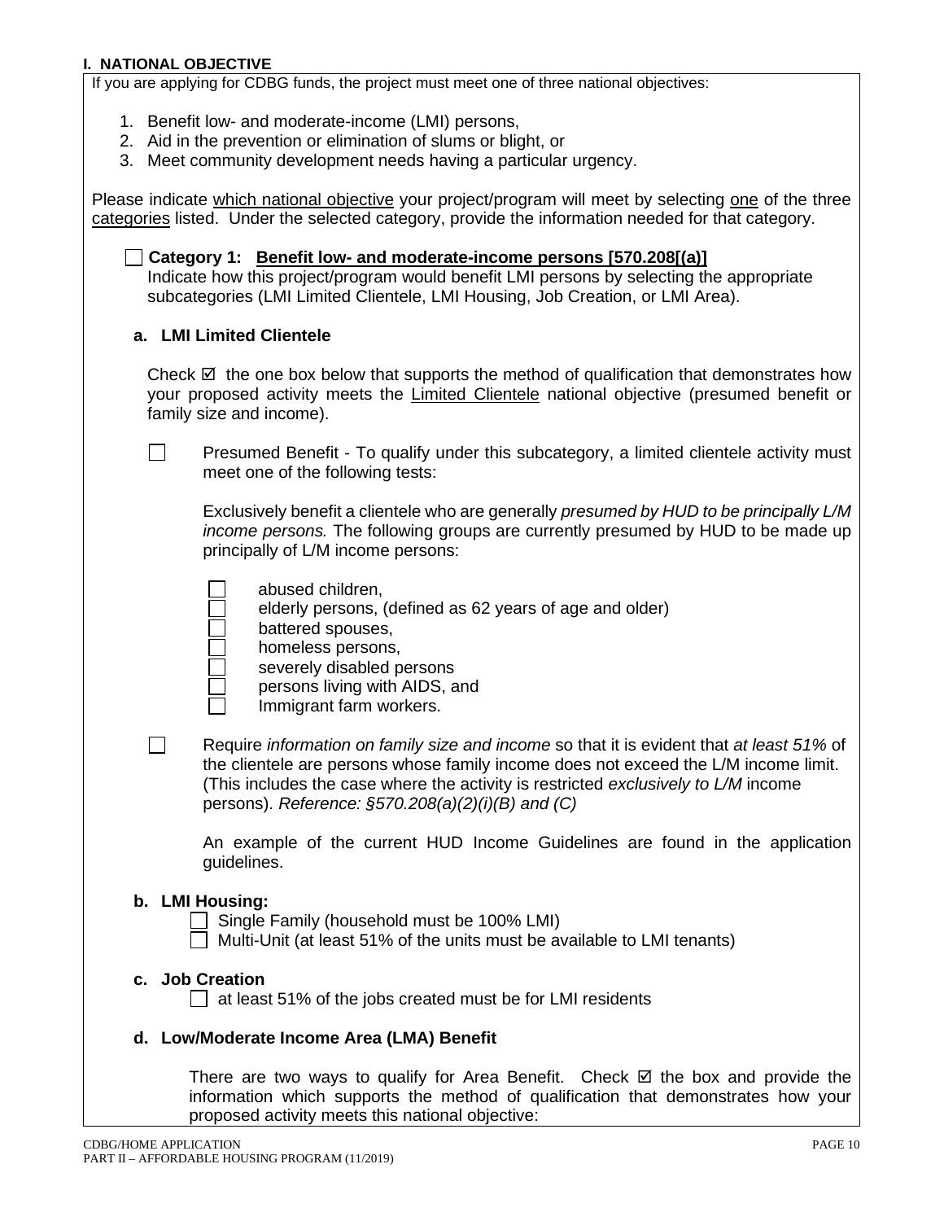## I. NATIONAL OBJECTIVE

If you are applying for CDBG funds, the project must meet one of three national objectives:

1. Benefit low- and moderate-income (LMI) persons,
2. Aid in the prevention or elimination of slums or blight, or
3. Meet community development needs having a particular urgency.

Please indicate <u>which national objective</u> your project/program will meet by selecting <u>one</u> of the three <u>categories</u> listed. Under the selected category, provide the information needed for that category.

☐ **Category 1: <u>Benefit low- and moderate-income persons [570.208[(a)]</u>**
Indicate how this project/program would benefit LMI persons by selecting the appropriate subcategories (LMI Limited Clientele, LMI Housing, Job Creation, or LMI Area).

**a. LMI Limited Clientele**

Check ☑ the one box below that supports the method of qualification that demonstrates how your proposed activity meets the <u>Limited Clientele</u> national objective (presumed benefit or family size and income).

☐ Presumed Benefit - To qualify under this subcategory, a limited clientele activity must meet one of the following tests:

Exclusively benefit a clientele who are generally *presumed by HUD to be principally L/M income persons.* The following groups are currently presumed by HUD to be made up principally of L/M income persons:

- ☐ abused children,
- ☐ elderly persons, (defined as 62 years of age and older)
- ☐ battered spouses,
- ☐ homeless persons,
- ☐ severely disabled persons
- ☐ persons living with AIDS, and
- ☐ Immigrant farm workers.

☐ Require *information on family size and income* so that it is evident that *at least 51%* of the clientele are persons whose family income does not exceed the L/M income limit. (This includes the case where the activity is restricted *exclusively to L/M* income persons). *Reference: §570.208(a)(2)(i)(B) and (C)*

An example of the current HUD Income Guidelines are found in the application guidelines.

**b. LMI Housing:**

☐ Single Family (household must be 100% LMI)
☐ Multi-Unit (at least 51% of the units must be available to LMI tenants)

**c. Job Creation**

☐ at least 51% of the jobs created must be for LMI residents

**d. Low/Moderate Income Area (LMA) Benefit**

There are two ways to qualify for Area Benefit. Check ☑ the box and provide the information which supports the method of qualification that demonstrates how your proposed activity meets this national objective: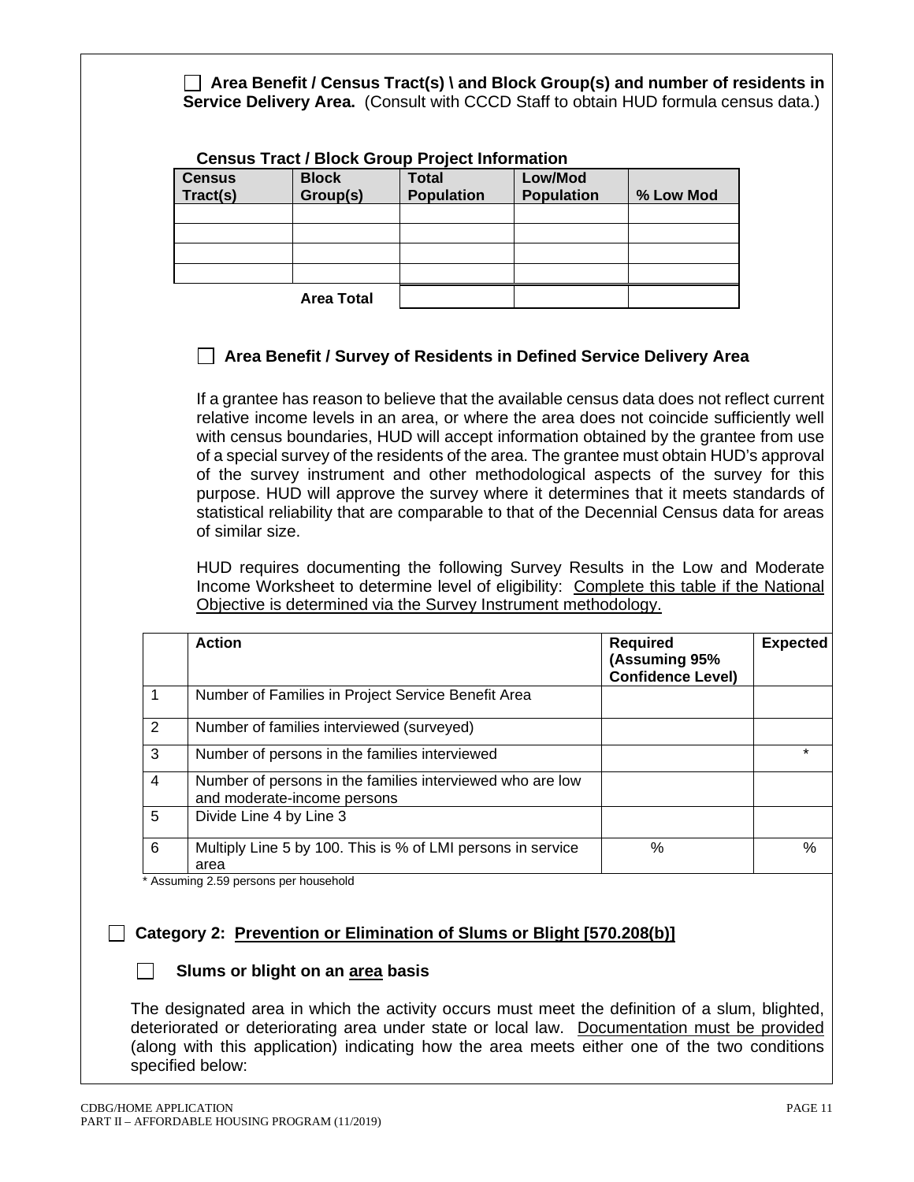☐ **Area Benefit / Census Tract(s) \ and Block Group(s) and number of residents in Service Delivery Area.** (Consult with CCCD Staff to obtain HUD formula census data.)

**Census Tract / Block Group Project Information**

| Census Tract(s) | Block Group(s) | Total Population | Low/Mod Population | % Low Mod |
|---|---|---|---|---|
| | | | | |
| | | | | |
| | | | | |
| | | | | |
| | **Area Total** | | | |

☐ **Area Benefit / Survey of Residents in Defined Service Delivery Area**

If a grantee has reason to believe that the available census data does not reflect current relative income levels in an area, or where the area does not coincide sufficiently well with census boundaries, HUD will accept information obtained by the grantee from use of a special survey of the residents of the area. The grantee must obtain HUD's approval of the survey instrument and other methodological aspects of the survey for this purpose. HUD will approve the survey where it determines that it meets standards of statistical reliability that are comparable to that of the Decennial Census data for areas of similar size.

HUD requires documenting the following Survey Results in the Low and Moderate Income Worksheet to determine level of eligibility: <u>Complete this table if the National Objective is determined via the Survey Instrument methodology.</u>

| | Action | Required (Assuming 95% Confidence Level) | Expected |
|---|---|---|---|
| 1 | Number of Families in Project Service Benefit Area | | |
| 2 | Number of families interviewed (surveyed) | | |
| 3 | Number of persons in the families interviewed | | * |
| 4 | Number of persons in the families interviewed who are low and moderate-income persons | | |
| 5 | Divide Line 4 by Line 3 | | |
| 6 | Multiply Line 5 by 100. This is % of LMI persons in service area | % | % |

\* Assuming 2.59 persons per household

☐ **Category 2: <u>Prevention or Elimination of Slums or Blight [570.208(b)]</u>**

☐ **Slums or blight on an <u>area</u> basis**

The designated area in which the activity occurs must meet the definition of a slum, blighted, deteriorated or deteriorating area under state or local law. <u>Documentation must be provided</u> (along with this application) indicating how the area meets either one of the two conditions specified below: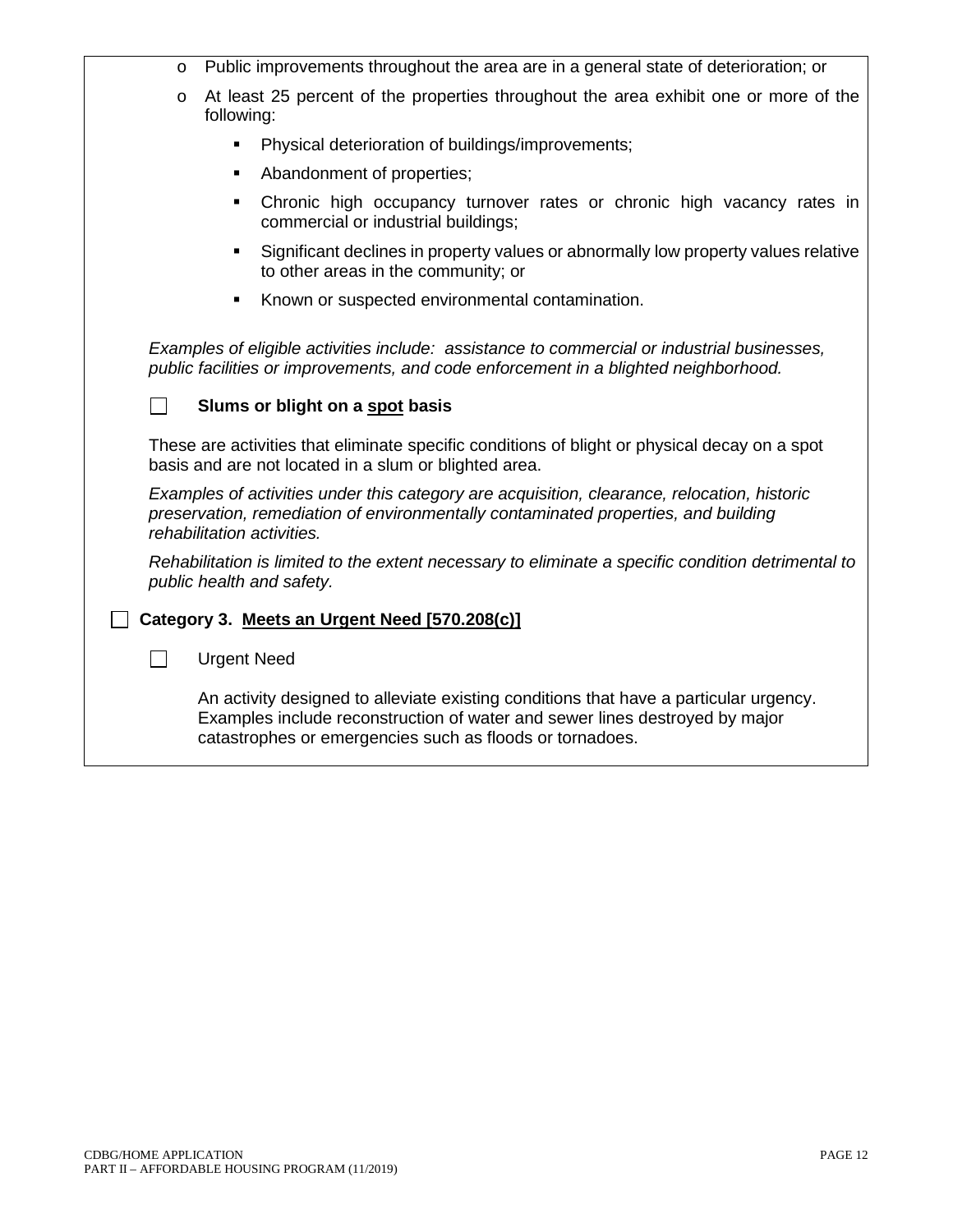- Public improvements throughout the area are in a general state of deterioration; or
- At least 25 percent of the properties throughout the area exhibit one or more of the following:
  - Physical deterioration of buildings/improvements;
  - Abandonment of properties;
  - Chronic high occupancy turnover rates or chronic high vacancy rates in commercial or industrial buildings;
  - Significant declines in property values or abnormally low property values relative to other areas in the community; or
  - Known or suspected environmental contamination.

*Examples of eligible activities include: assistance to commercial or industrial businesses, public facilities or improvements, and code enforcement in a blighted neighborhood.*

☐ **Slums or blight on a <u>spot</u> basis**

These are activities that eliminate specific conditions of blight or physical decay on a spot basis and are not located in a slum or blighted area.

*Examples of activities under this category are acquisition, clearance, relocation, historic preservation, remediation of environmentally contaminated properties, and building rehabilitation activities.*

*Rehabilitation is limited to the extent necessary to eliminate a specific condition detrimental to public health and safety.*

☐ **Category 3. <u>Meets an Urgent Need [570.208(c)]</u>**

☐ Urgent Need

An activity designed to alleviate existing conditions that have a particular urgency. Examples include reconstruction of water and sewer lines destroyed by major catastrophes or emergencies such as floods or tornadoes.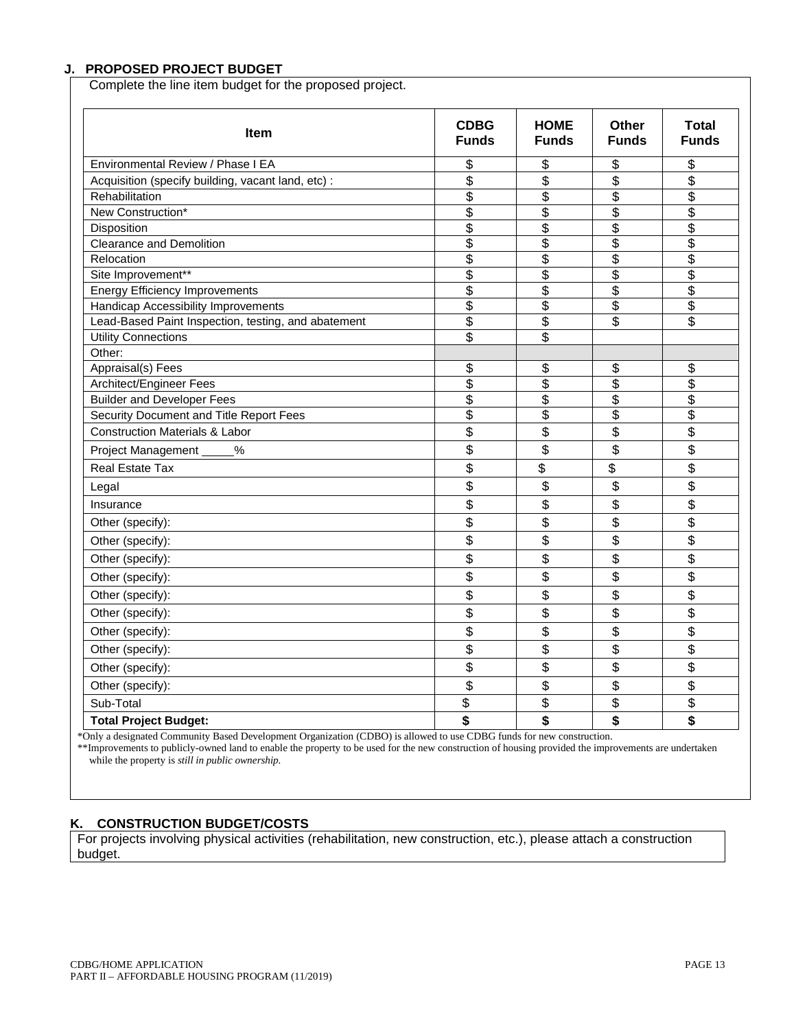## J. PROPOSED PROJECT BUDGET

Complete the line item budget for the proposed project.

| Item | CDBG Funds | HOME Funds | Other Funds | Total Funds |
|---|---|---|---|---|
| Environmental Review / Phase I EA | $ | $ | $ | $ |
| Acquisition (specify building, vacant land, etc) : | $ | $ | $ | $ |
| Rehabilitation | $ | $ | $ | $ |
| New Construction* | $ | $ | $ | $ |
| Disposition | $ | $ | $ | $ |
| Clearance and Demolition | $ | $ | $ | $ |
| Relocation | $ | $ | $ | $ |
| Site Improvement** | $ | $ | $ | $ |
| Energy Efficiency Improvements | $ | $ | $ | $ |
| Handicap Accessibility Improvements | $ | $ | $ | $ |
| Lead-Based Paint Inspection, testing, and abatement | $ | $ | $ | $ |
| Utility Connections | $ | $ | | |
| Other: | | | | |
| Appraisal(s) Fees | $ | $ | $ | $ |
| Architect/Engineer Fees | $ | $ | $ | $ |
| Builder and Developer Fees | $ | $ | $ | $ |
| Security Document and Title Report Fees | $ | $ | $ | $ |
| Construction Materials & Labor | $ | $ | $ | $ |
| Project Management _____% | $ | $ | $ | $ |
| Real Estate Tax | $ | $ | $ | $ |
| Legal | $ | $ | $ | $ |
| Insurance | $ | $ | $ | $ |
| Other (specify): | $ | $ | $ | $ |
| Other (specify): | $ | $ | $ | $ |
| Other (specify): | $ | $ | $ | $ |
| Other (specify): | $ | $ | $ | $ |
| Other (specify): | $ | $ | $ | $ |
| Other (specify): | $ | $ | $ | $ |
| Other (specify): | $ | $ | $ | $ |
| Other (specify): | $ | $ | $ | $ |
| Other (specify): | $ | $ | $ | $ |
| Other (specify): | $ | $ | $ | $ |
| Sub-Total | $ | $ | $ | $ |
| **Total Project Budget:** | **$** | **$** | **$** | **$** |

*Only a designated Community Based Development Organization (CDBO) is allowed to use CDBG funds for new construction.

**Improvements to publicly-owned land to enable the property to be used for the new construction of housing provided the improvements are undertaken while the property is *still in public ownership.*

## K. CONSTRUCTION BUDGET/COSTS

For projects involving physical activities (rehabilitation, new construction, etc.), please attach a construction budget.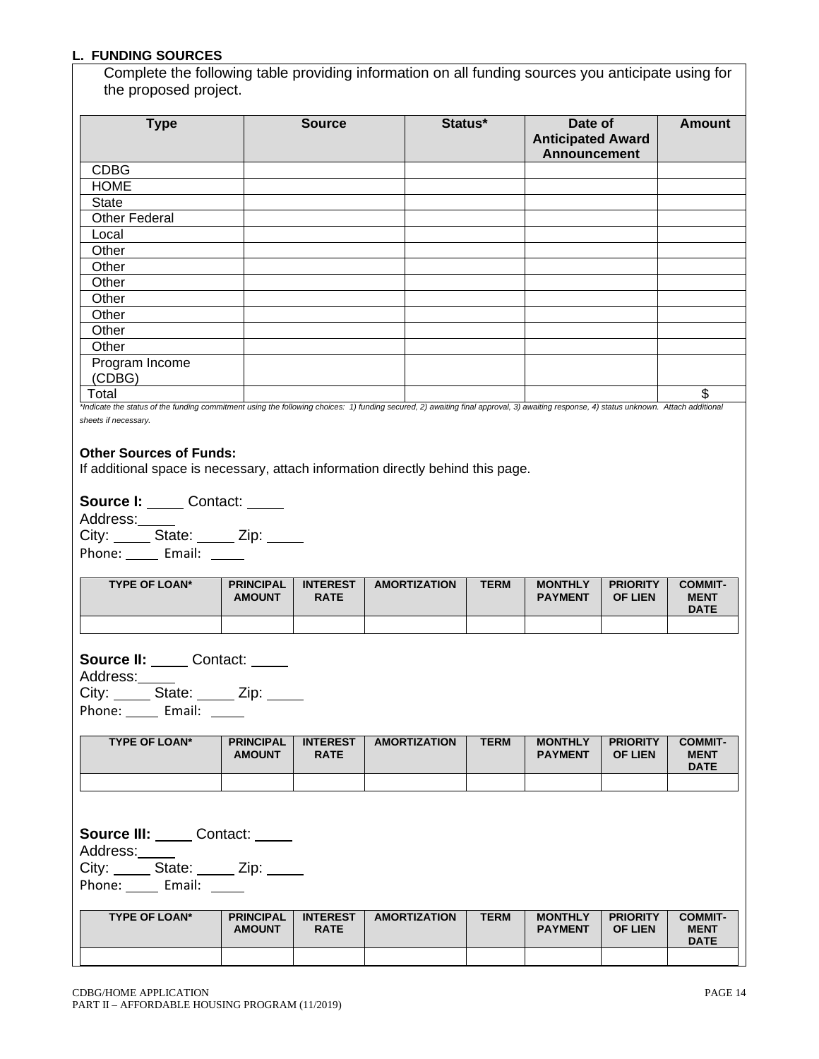## L. FUNDING SOURCES

Complete the following table providing information on all funding sources you anticipate using for the proposed project.

| Type | Source | Status* | Date of Anticipated Award Announcement | Amount |
|---|---|---|---|---|
| CDBG | | | | |
| HOME | | | | |
| State | | | | |
| Other Federal | | | | |
| Local | | | | |
| Other | | | | |
| Other | | | | |
| Other | | | | |
| Other | | | | |
| Other | | | | |
| Other | | | | |
| Other | | | | |
| Program Income (CDBG) | | | | |
| Total | | | | $ |

*Indicate the status of the funding commitment using the following choices: 1) funding secured, 2) awaiting final approval, 3) awaiting response, 4) status unknown. Attach additional sheets if necessary.*

**Other Sources of Funds:**

If additional space is necessary, attach information directly behind this page.

**Source I:** _____ Contact: _____
Address: _____
City: _____ State: _____ Zip: _____
Phone: _____ Email: _____

| TYPE OF LOAN* | PRINCIPAL AMOUNT | INTEREST RATE | AMORTIZATION | TERM | MONTHLY PAYMENT | PRIORITY OF LIEN | COMMIT-MENT DATE |
|---|---|---|---|---|---|---|---|
| | | | | | | | |

**Source II:** _____ Contact: _____
Address: _____
City: _____ State: _____ Zip: _____
Phone: _____ Email: _____

| TYPE OF LOAN* | PRINCIPAL AMOUNT | INTEREST RATE | AMORTIZATION | TERM | MONTHLY PAYMENT | PRIORITY OF LIEN | COMMIT-MENT DATE |
|---|---|---|---|---|---|---|---|
| | | | | | | | |

**Source III:** _____ Contact: _____
Address: _____
City: _____ State: _____ Zip: _____
Phone: _____ Email: _____

| TYPE OF LOAN* | PRINCIPAL AMOUNT | INTEREST RATE | AMORTIZATION | TERM | MONTHLY PAYMENT | PRIORITY OF LIEN | COMMIT-MENT DATE |
|---|---|---|---|---|---|---|---|
| | | | | | | | |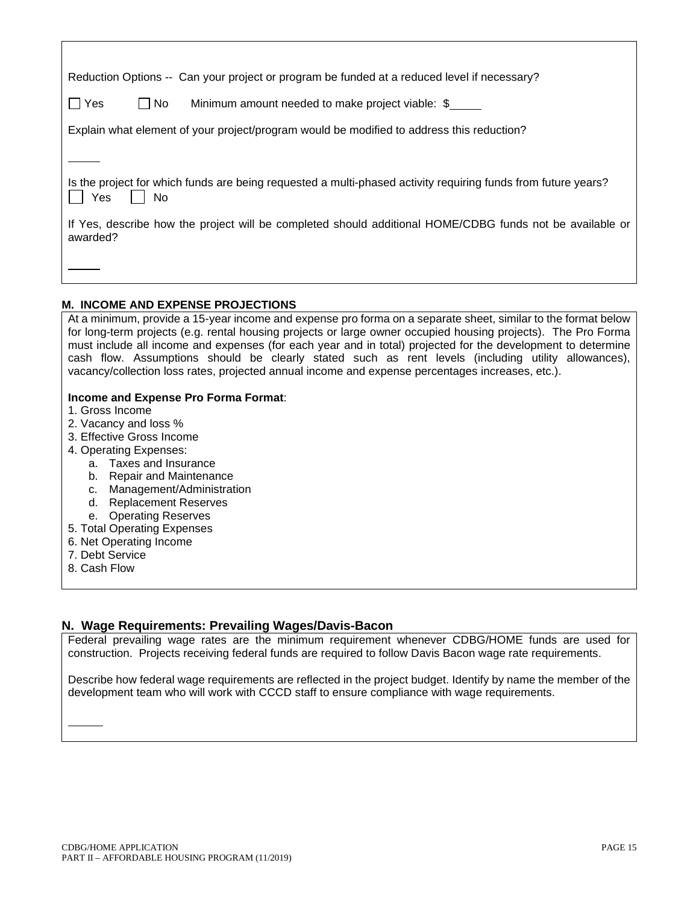Reduction Options -- Can your project or program be funded at a reduced level if necessary?

☐ Yes ☐ No Minimum amount needed to make project viable: $_____

Explain what element of your project/program would be modified to address this reduction?

_____

Is the project for which funds are being requested a multi-phased activity requiring funds from future years?
☐ Yes ☐ No

If Yes, describe how the project will be completed should additional HOME/CDBG funds not be available or awarded?

_____

## M. INCOME AND EXPENSE PROJECTIONS

At a minimum, provide a 15-year income and expense pro forma on a separate sheet, similar to the format below for long-term projects (e.g. rental housing projects or large owner occupied housing projects). The Pro Forma must include all income and expenses (for each year and in total) projected for the development to determine cash flow. Assumptions should be clearly stated such as rent levels (including utility allowances), vacancy/collection loss rates, projected annual income and expense percentages increases, etc.).

**Income and Expense Pro Forma Format**:

1. Gross Income
2. Vacancy and loss %
3. Effective Gross Income
4. Operating Expenses:
   a. Taxes and Insurance
   b. Repair and Maintenance
   c. Management/Administration
   d. Replacement Reserves
   e. Operating Reserves
5. Total Operating Expenses
6. Net Operating Income
7. Debt Service
8. Cash Flow

## N. Wage Requirements: Prevailing Wages/Davis-Bacon

Federal prevailing wage rates are the minimum requirement whenever CDBG/HOME funds are used for construction. Projects receiving federal funds are required to follow Davis Bacon wage rate requirements.

Describe how federal wage requirements are reflected in the project budget. Identify by name the member of the development team who will work with CCCD staff to ensure compliance with wage requirements.

_____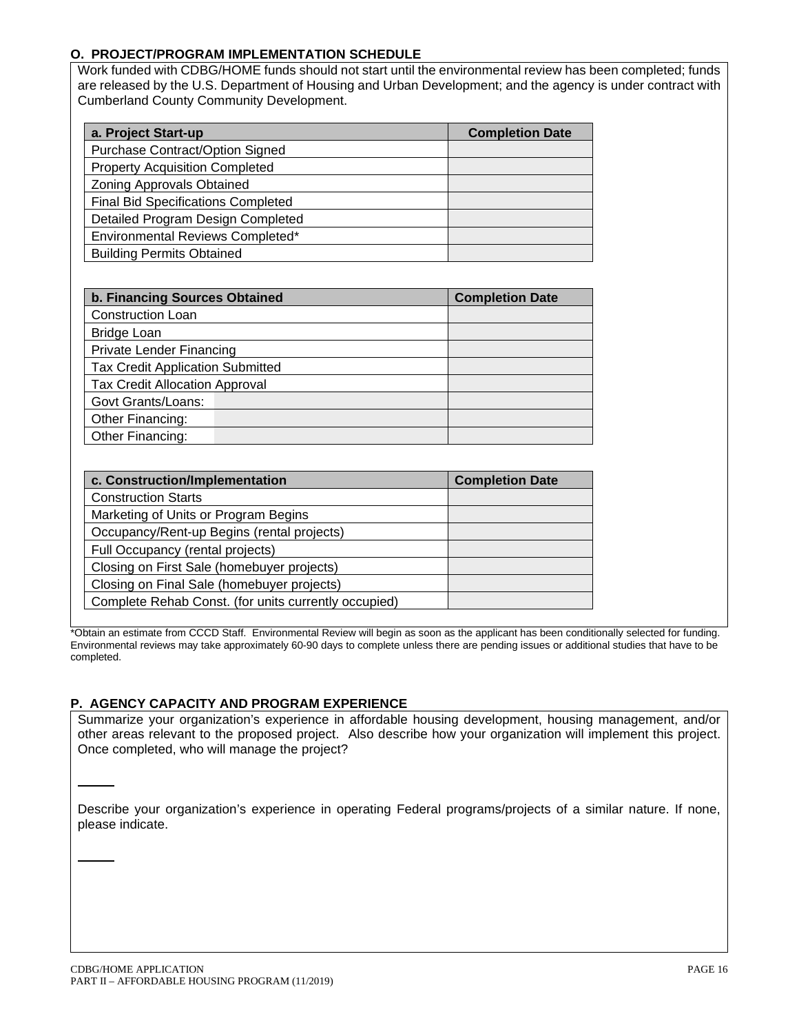## O. PROJECT/PROGRAM IMPLEMENTATION SCHEDULE

Work funded with CDBG/HOME funds should not start until the environmental review has been completed; funds are released by the U.S. Department of Housing and Urban Development; and the agency is under contract with Cumberland County Community Development.

| a. Project Start-up | Completion Date |
|---|---|
| Purchase Contract/Option Signed | |
| Property Acquisition Completed | |
| Zoning Approvals Obtained | |
| Final Bid Specifications Completed | |
| Detailed Program Design Completed | |
| Environmental Reviews Completed* | |
| Building Permits Obtained | |

| b. Financing Sources Obtained | | Completion Date |
|---|---|---|
| Construction Loan | | |
| Bridge Loan | | |
| Private Lender Financing | | |
| Tax Credit Application Submitted | | |
| Tax Credit Allocation Approval | | |
| Govt Grants/Loans: | | |
| Other Financing: | | |
| Other Financing: | | |

| c. Construction/Implementation | Completion Date |
|---|---|
| Construction Starts | |
| Marketing of Units or Program Begins | |
| Occupancy/Rent-up Begins (rental projects) | |
| Full Occupancy (rental projects) | |
| Closing on First Sale (homebuyer projects) | |
| Closing on Final Sale (homebuyer projects) | |
| Complete Rehab Const. (for units currently occupied) | |

*Obtain an estimate from CCCD Staff. Environmental Review will begin as soon as the applicant has been conditionally selected for funding. Environmental reviews may take approximately 60-90 days to complete unless there are pending issues or additional studies that have to be completed.

## P. AGENCY CAPACITY AND PROGRAM EXPERIENCE

Summarize your organization's experience in affordable housing development, housing management, and/or other areas relevant to the proposed project. Also describe how your organization will implement this project. Once completed, who will manage the project?

Describe your organization's experience in operating Federal programs/projects of a similar nature. If none, please indicate.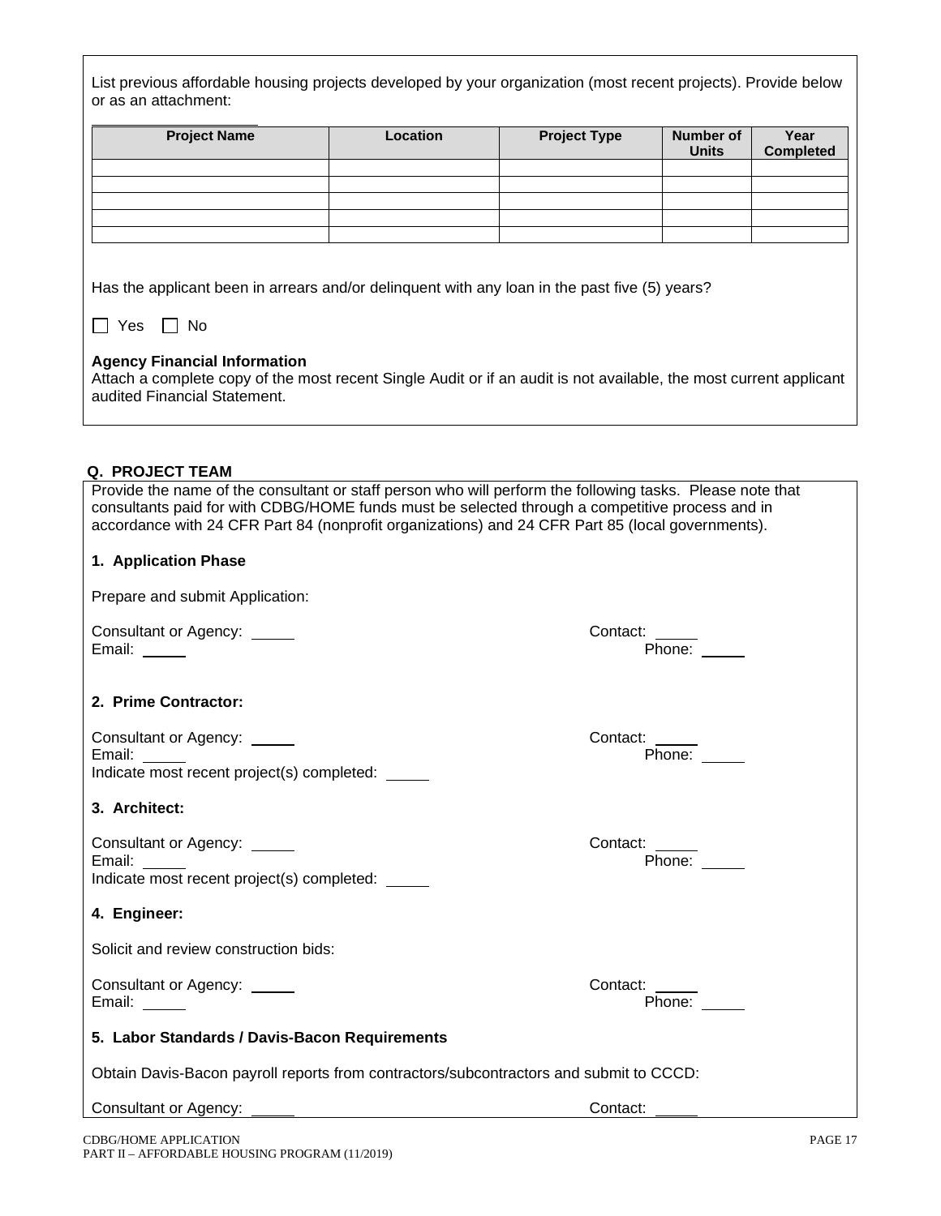List previous affordable housing projects developed by your organization (most recent projects). Provide below or as an attachment:

| Project Name | Location | Project Type | Number of Units | Year Completed |
|---|---|---|---|---|
| | | | | |
| | | | | |
| | | | | |
| | | | | |
| | | | | |

Has the applicant been in arrears and/or delinquent with any loan in the past five (5) years?

☐ Yes ☐ No

**Agency Financial Information**
Attach a complete copy of the most recent Single Audit or if an audit is not available, the most current applicant audited Financial Statement.

## Q. PROJECT TEAM

Provide the name of the consultant or staff person who will perform the following tasks. Please note that consultants paid for with CDBG/HOME funds must be selected through a competitive process and in accordance with 24 CFR Part 84 (nonprofit organizations) and 24 CFR Part 85 (local governments).

### 1. Application Phase

Prepare and submit Application:

Consultant or Agency: _____ Contact: _____
Email: _____ Phone: _____

### 2. Prime Contractor:

Consultant or Agency: _____ Contact: _____
Email: _____ Phone: _____
Indicate most recent project(s) completed: _____

### 3. Architect:

Consultant or Agency: _____ Contact: _____
Email: _____ Phone: _____
Indicate most recent project(s) completed: _____

### 4. Engineer:

Solicit and review construction bids:

Consultant or Agency: _____ Contact: _____
Email: _____ Phone: _____

### 5. Labor Standards / Davis-Bacon Requirements

Obtain Davis-Bacon payroll reports from contractors/subcontractors and submit to CCCD:

Consultant or Agency: _____ Contact: _____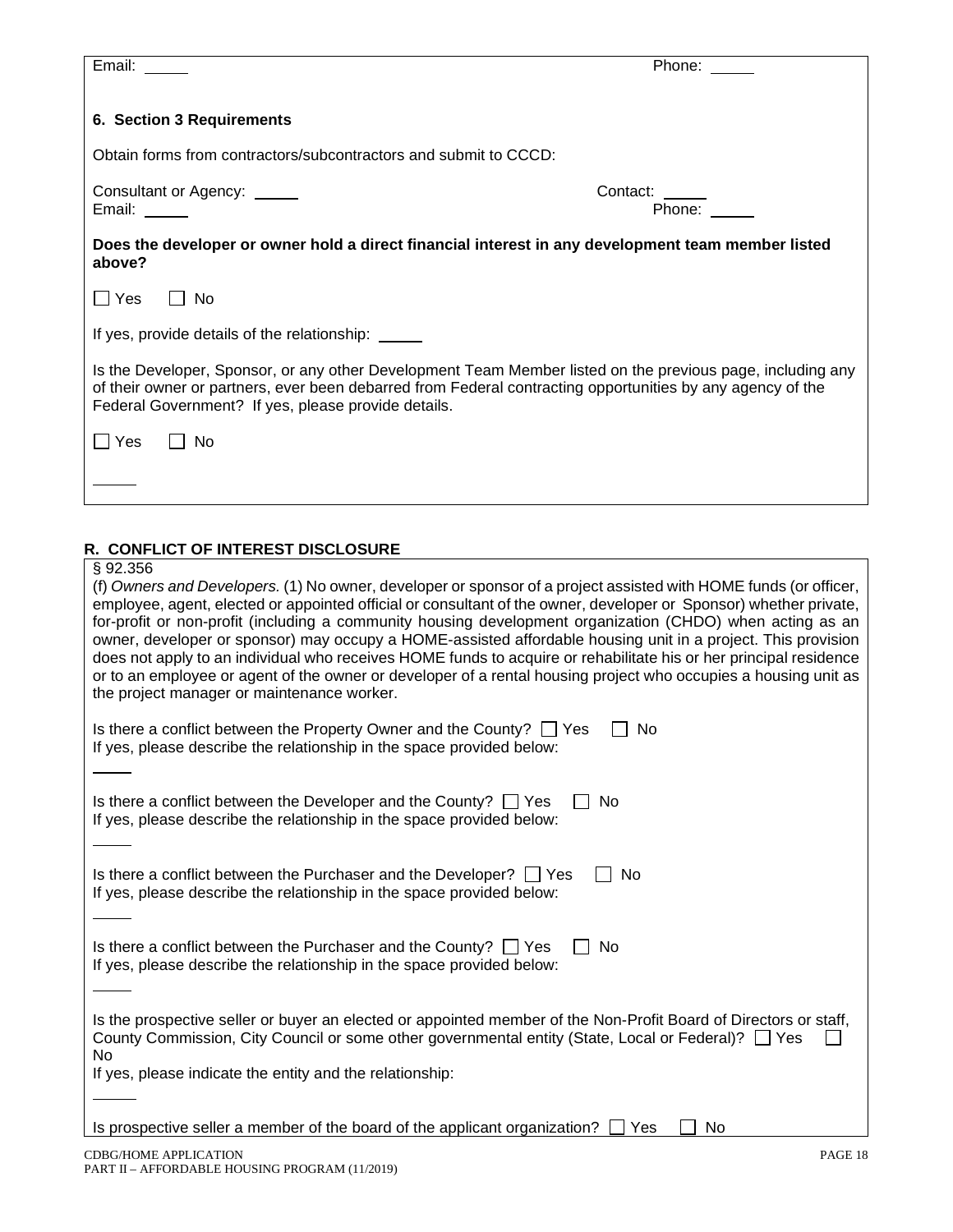Email: \_\_\_\_\_ Phone: \_\_\_\_\_

**6. Section 3 Requirements**

Obtain forms from contractors/subcontractors and submit to CCCD:

Consultant or Agency: \_\_\_\_\_ Contact: \_\_\_\_\_
Email: \_\_\_\_\_ Phone: \_\_\_\_\_

**Does the developer or owner hold a direct financial interest in any development team member listed above?**

☐ Yes ☐ No

If yes, provide details of the relationship: \_\_\_\_\_

Is the Developer, Sponsor, or any other Development Team Member listed on the previous page, including any of their owner or partners, ever been debarred from Federal contracting opportunities by any agency of the Federal Government? If yes, please provide details.

☐ Yes ☐ No

\_\_\_\_\_

## R. CONFLICT OF INTEREST DISCLOSURE

§ 92.356

(f) *Owners and Developers.* (1) No owner, developer or sponsor of a project assisted with HOME funds (or officer, employee, agent, elected or appointed official or consultant of the owner, developer or Sponsor) whether private, for-profit or non-profit (including a community housing development organization (CHDO) when acting as an owner, developer or sponsor) may occupy a HOME-assisted affordable housing unit in a project. This provision does not apply to an individual who receives HOME funds to acquire or rehabilitate his or her principal residence or to an employee or agent of the owner or developer of a rental housing project who occupies a housing unit as the project manager or maintenance worker.

Is there a conflict between the Property Owner and the County? ☐ Yes ☐ No
If yes, please describe the relationship in the space provided below:

\_\_\_\_\_

Is there a conflict between the Developer and the County? ☐ Yes ☐ No
If yes, please describe the relationship in the space provided below:

\_\_\_\_\_

Is there a conflict between the Purchaser and the Developer? ☐ Yes ☐ No
If yes, please describe the relationship in the space provided below:

\_\_\_\_\_

Is there a conflict between the Purchaser and the County? ☐ Yes ☐ No
If yes, please describe the relationship in the space provided below:

\_\_\_\_\_

Is the prospective seller or buyer an elected or appointed member of the Non-Profit Board of Directors or staff, County Commission, City Council or some other governmental entity (State, Local or Federal)? ☐ Yes ☐ No
If yes, please indicate the entity and the relationship:

\_\_\_\_\_

Is prospective seller a member of the board of the applicant organization? ☐ Yes ☐ No

CDBG/HOME APPLICATION
PART II – AFFORDABLE HOUSING PROGRAM (11/2019)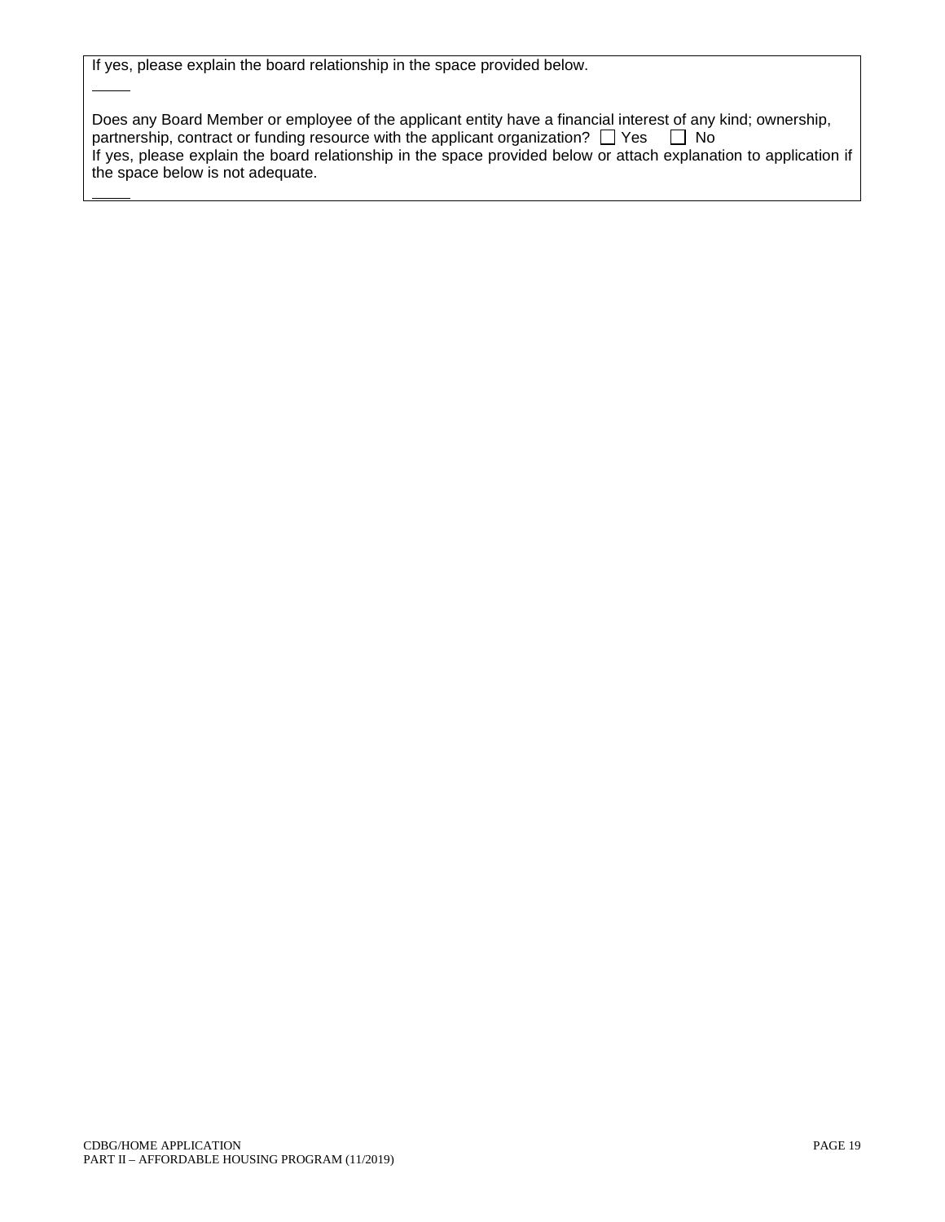If yes, please explain the board relationship in the space provided below.

_____

Does any Board Member or employee of the applicant entity have a financial interest of any kind; ownership, partnership, contract or funding resource with the applicant organization? ☐ Yes ☐ No

If yes, please explain the board relationship in the space provided below or attach explanation to application if the space below is not adequate.

_____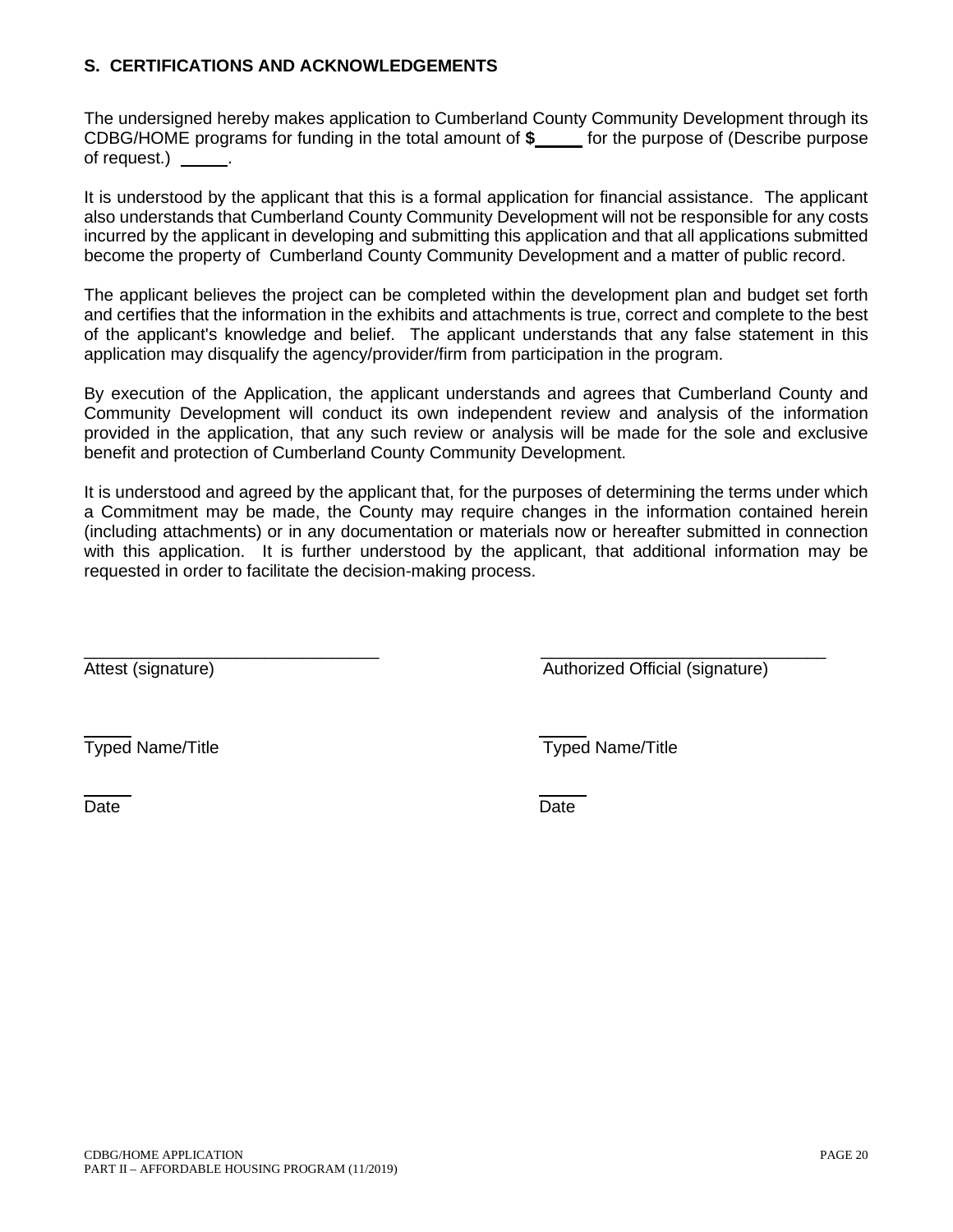## S. CERTIFICATIONS AND ACKNOWLEDGEMENTS

The undersigned hereby makes application to Cumberland County Community Development through its CDBG/HOME programs for funding in the total amount of **$\_\_\_\_\_** for the purpose of (Describe purpose of request.) \_\_\_\_\_.

It is understood by the applicant that this is a formal application for financial assistance. The applicant also understands that Cumberland County Community Development will not be responsible for any costs incurred by the applicant in developing and submitting this application and that all applications submitted become the property of Cumberland County Community Development and a matter of public record.

The applicant believes the project can be completed within the development plan and budget set forth and certifies that the information in the exhibits and attachments is true, correct and complete to the best of the applicant's knowledge and belief. The applicant understands that any false statement in this application may disqualify the agency/provider/firm from participation in the program.

By execution of the Application, the applicant understands and agrees that Cumberland County and Community Development will conduct its own independent review and analysis of the information provided in the application, that any such review or analysis will be made for the sole and exclusive benefit and protection of Cumberland County Community Development.

It is understood and agreed by the applicant that, for the purposes of determining the terms under which a Commitment may be made, the County may require changes in the information contained herein (including attachments) or in any documentation or materials now or hereafter submitted in connection with this application. It is further understood by the applicant, that additional information may be requested in order to facilitate the decision-making process.

\_\_\_\_\_\_\_\_\_\_\_\_\_\_\_\_\_\_\_\_\_\_\_\_\_\_\_\_\_\_\_\_ 
Attest (signature)

\_\_\_\_\_\_\_\_\_\_\_\_\_\_\_\_\_\_\_\_\_\_\_\_\_\_\_\_\_\_\_\_ 
Authorized Official (signature)

\_\_\_\_\_ 
Typed Name/Title

\_\_\_\_\_ 
Typed Name/Title

\_\_\_\_\_ 
Date

\_\_\_\_\_ 
Date